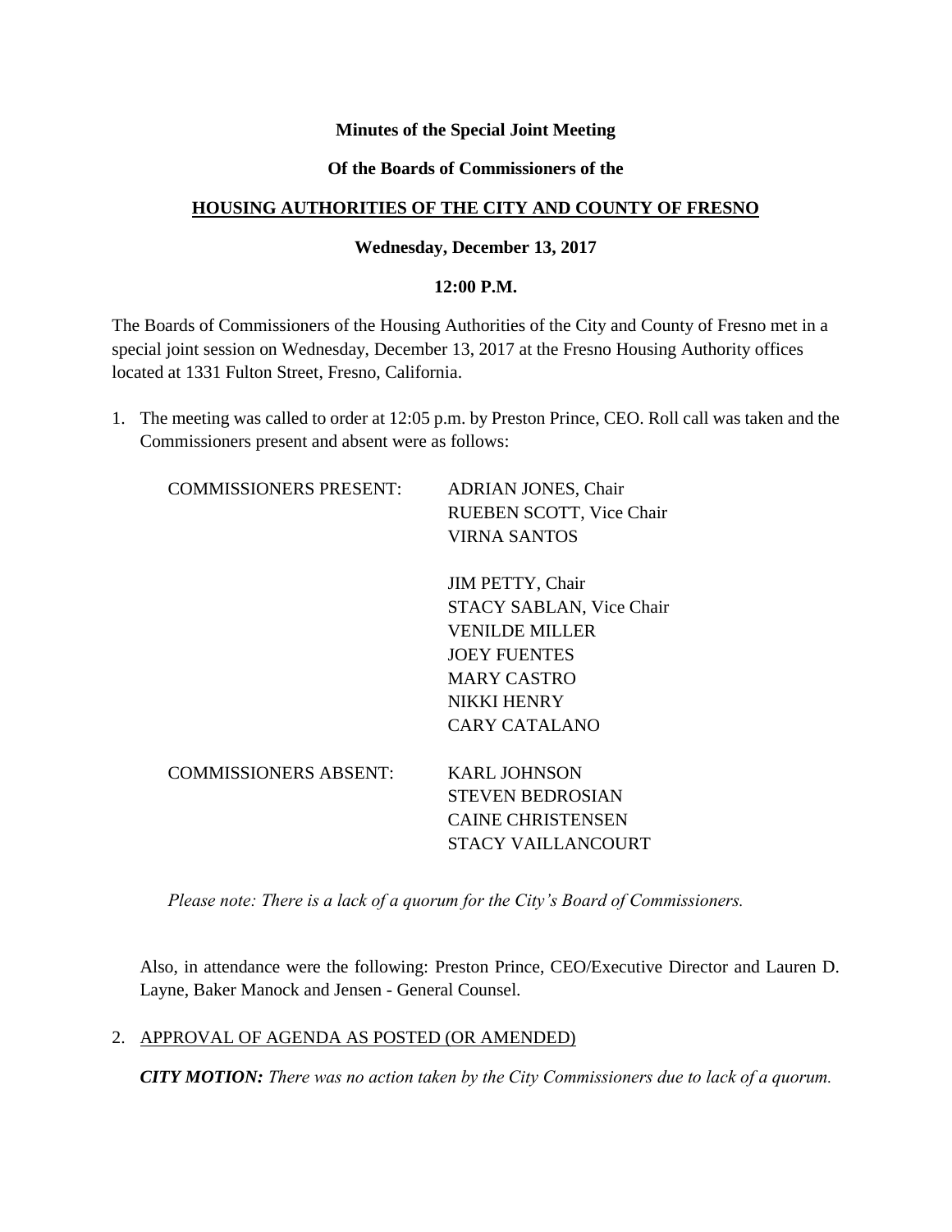**Minutes of the Special Joint Meeting**

**Of the Boards of Commissioners of the**

**HOUSING AUTHORITIES OF THE CITY AND COUNTY OF FRESNO**

**Wednesday, December 13, 2017**

**12:00 P.M.**

The Boards of Commissioners of the Housing Authorities of the City and County of Fresno met in a special joint session on Wednesday, December 13, 2017 at the Fresno Housing Authority offices located at 1331 Fulton Street, Fresno, California.

1. The meeting was called to order at 12:05 p.m. by Preston Prince, CEO. Roll call was taken and the Commissioners present and absent were as follows:

| | |
|---|---|
| COMMISSIONERS PRESENT: | ADRIAN JONES, Chair<br>RUEBEN SCOTT, Vice Chair<br>VIRNA SANTOS |
| | JIM PETTY, Chair<br>STACY SABLAN, Vice Chair<br>VENILDE MILLER<br>JOEY FUENTES<br>MARY CASTRO<br>NIKKI HENRY<br>CARY CATALANO |
| COMMISSIONERS ABSENT: | KARL JOHNSON<br>STEVEN BEDROSIAN<br>CAINE CHRISTENSEN<br>STACY VAILLANCOURT |

*Please note: There is a lack of a quorum for the City's Board of Commissioners.*

Also, in attendance were the following: Preston Prince, CEO/Executive Director and Lauren D. Layne, Baker Manock and Jensen - General Counsel.

2. APPROVAL OF AGENDA AS POSTED (OR AMENDED)

***CITY MOTION:*** *There was no action taken by the City Commissioners due to lack of a quorum.*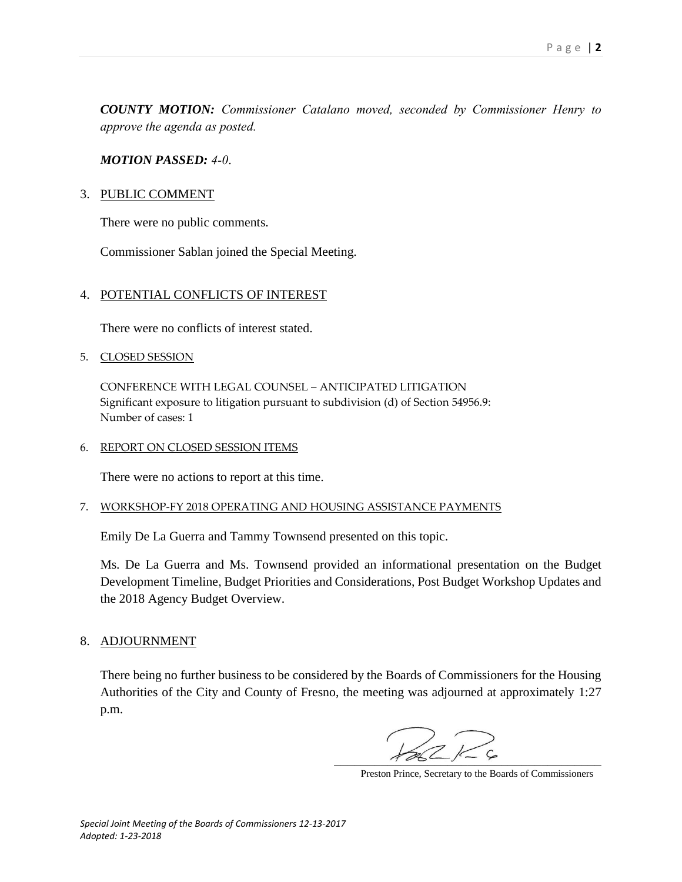***COUNTY MOTION:*** *Commissioner Catalano moved, seconded by Commissioner Henry to approve the agenda as posted.*

***MOTION PASSED:*** *4-0.*

3. PUBLIC COMMENT

   There were no public comments.

   Commissioner Sablan joined the Special Meeting.

4. POTENTIAL CONFLICTS OF INTEREST

   There were no conflicts of interest stated.

5. CLOSED SESSION

   CONFERENCE WITH LEGAL COUNSEL – ANTICIPATED LITIGATION
   Significant exposure to litigation pursuant to subdivision (d) of Section 54956.9:
   Number of cases: 1

6. REPORT ON CLOSED SESSION ITEMS

   There were no actions to report at this time.

7. WORKSHOP-FY 2018 OPERATING AND HOUSING ASSISTANCE PAYMENTS

   Emily De La Guerra and Tammy Townsend presented on this topic.

   Ms. De La Guerra and Ms. Townsend provided an informational presentation on the Budget Development Timeline, Budget Priorities and Considerations, Post Budget Workshop Updates and the 2018 Agency Budget Overview.

8. ADJOURNMENT

   There being no further business to be considered by the Boards of Commissioners for the Housing Authorities of the City and County of Fresno, the meeting was adjourned at approximately 1:27 p.m.

Preston Prince, Secretary to the Boards of Commissioners

*Special Joint Meeting of the Boards of Commissioners 12-13-2017*
*Adopted: 1-23-2018*